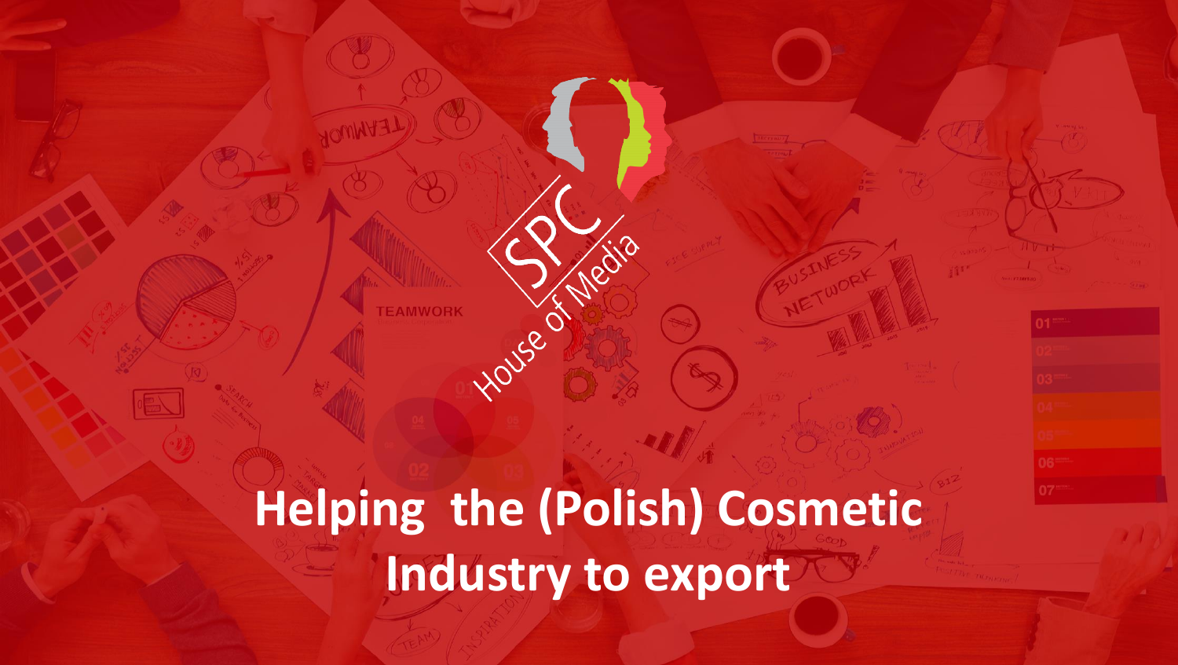SPC House of Media

# Helping the (Polish) Cosmetic Industry to export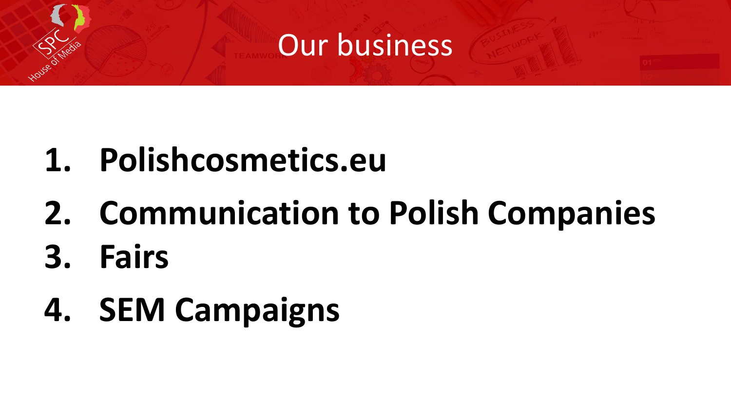# Our business

1. **Polishcosmetics.eu**
2. **Communication to Polish Companies**
3. **Fairs**
4. **SEM Campaigns**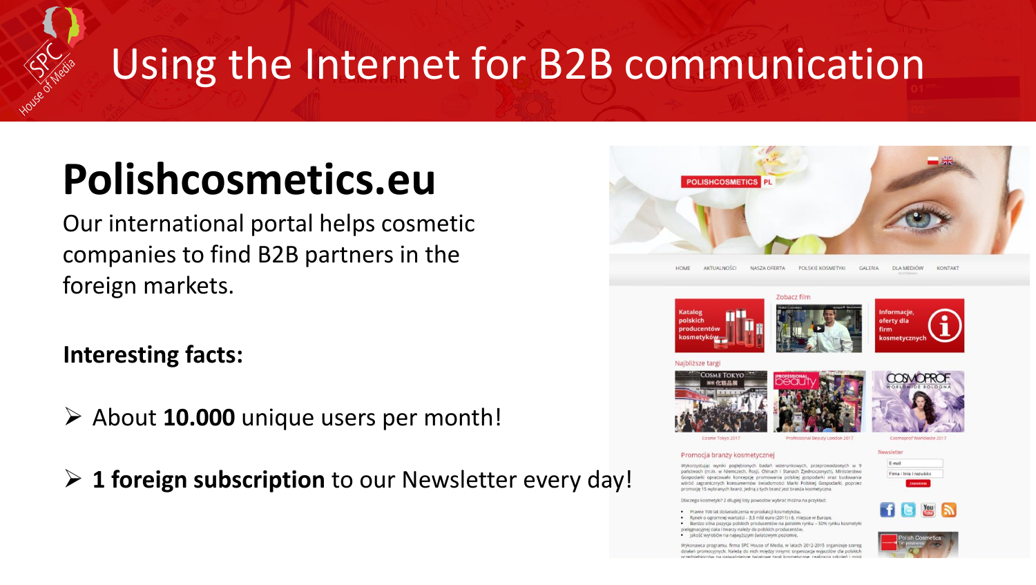# Using the Internet for B2B communication

## Polishcosmetics.eu

Our international portal helps cosmetic companies to find B2B partners in the foreign markets.

**Interesting facts:**

- About **10.000** unique users per month!
- **1 foreign subscription** to our Newsletter every day!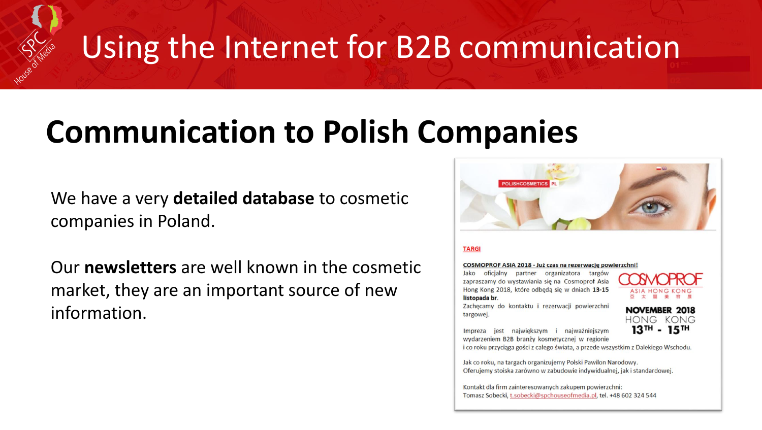# Using the Internet for B2B communication

## Communication to Polish Companies

We have a very **detailed database** to cosmetic companies in Poland.

Our **newsletters** are well known in the cosmetic market, they are an important source of new information.

POLISHCOSMETICS PL

**TARGI**

**COSMOPROF ASIA 2018 - Już czas na rezerwację powierzchni!**

Jako oficjalny partner organizatora targów zapraszamy do wystawiania się na Cosmoprof Asia Hong Kong 2018, które odbędą się w dniach **13-15 listopada br.**

Zachęcamy do kontaktu i rezerwacji powierzchni targowej.

Impreza jest największym i najważniejszym wydarzeniem B2B branży kosmetycznej w regionie i co roku przyciąga gości z całego świata, a przede wszystkim z Dalekiego Wschodu.

COSMOPROF ASIA HONG KONG

NOVEMBER 2018 HONG KONG 13TH - 15TH

Jak co roku, na targach organizujemy Polski Pawilon Narodowy.
Oferujemy stoiska zarówno w zabudowie indywidualnej, jak i standardowej.

Kontakt dla firm zainteresowanych zakupem powierzchni:
Tomasz Sobecki, t.sobecki@spchouseofmedia.pl, tel. +48 602 324 544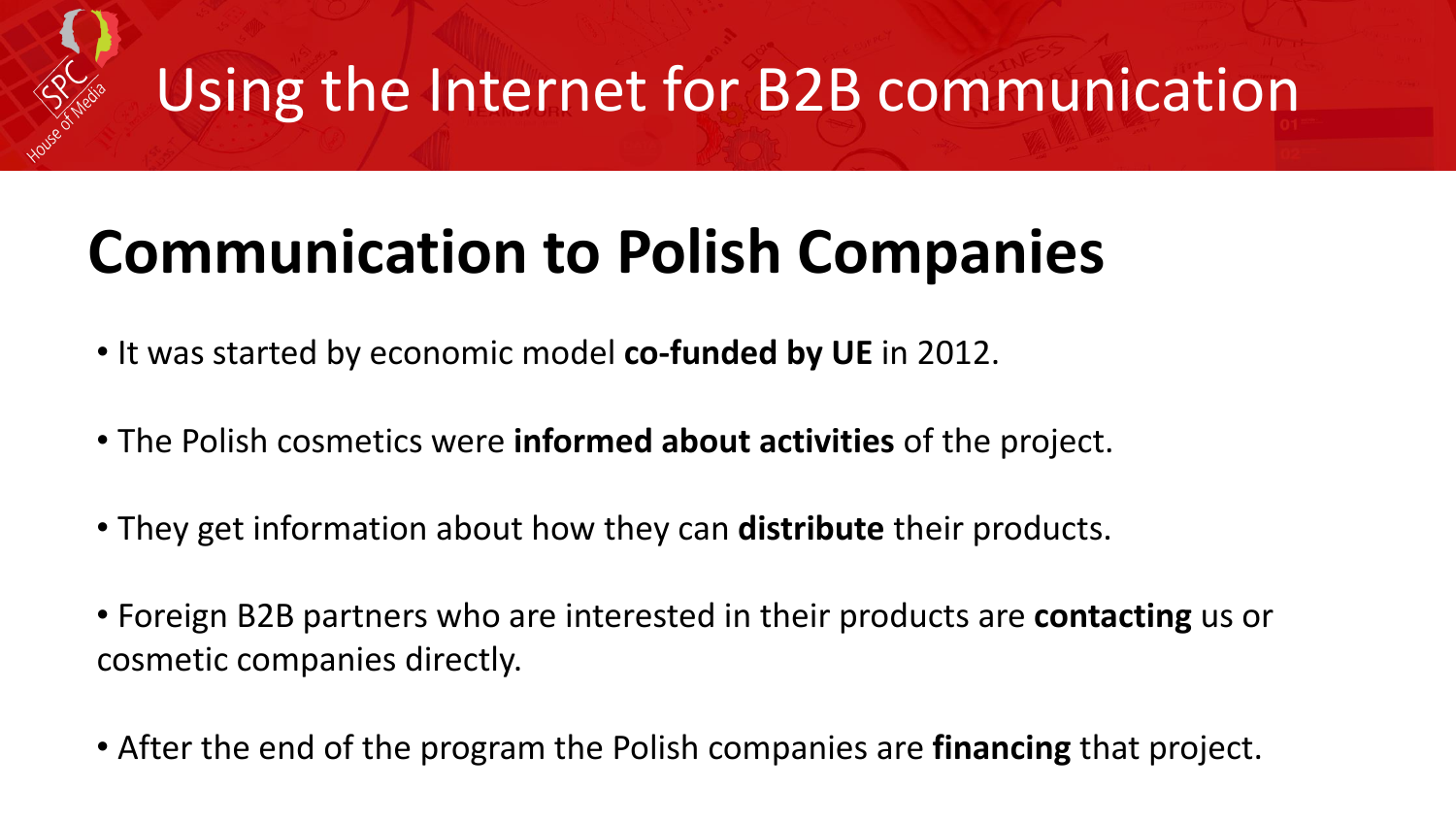# Using the Internet for B2B communication

## Communication to Polish Companies

- It was started by economic model **co-funded by UE** in 2012.
- The Polish cosmetics were **informed about activities** of the project.
- They get information about how they can **distribute** their products.
- Foreign B2B partners who are interested in their products are **contacting** us or cosmetic companies directly.
- After the end of the program the Polish companies are **financing** that project.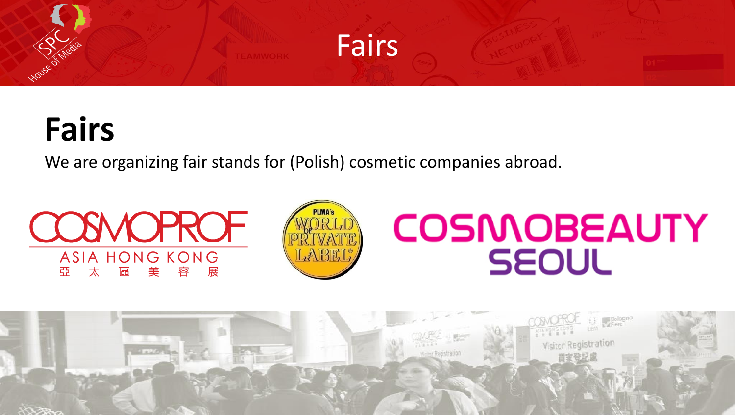# Fairs

## Fairs

We are organizing fair stands for (Polish) cosmetic companies abroad.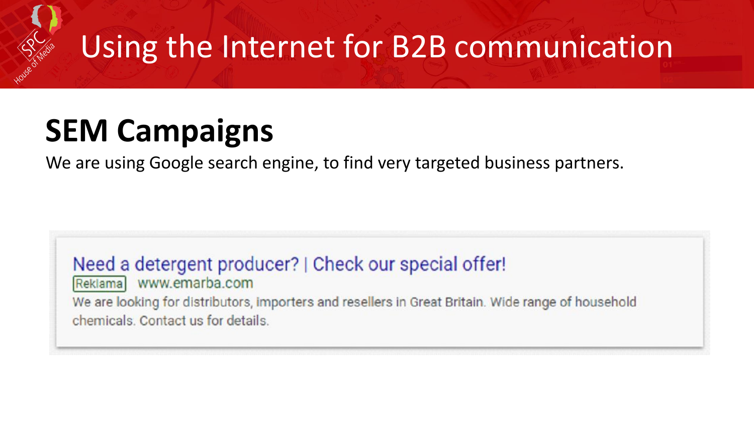# Using the Internet for B2B communication

## SEM Campaigns

We are using Google search engine, to find very targeted business partners.

Need a detergent producer? | Check our special offer!

Reklama www.emarba.com

We are looking for distributors, importers and resellers in Great Britain. Wide range of household chemicals. Contact us for details.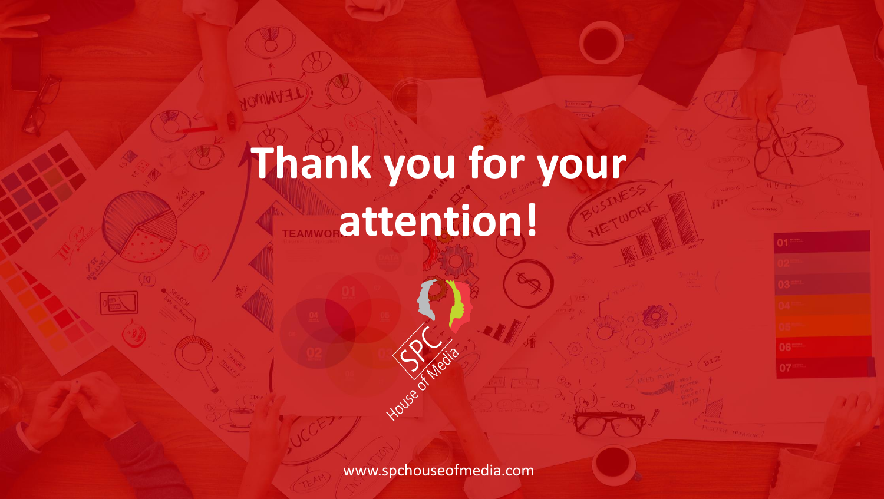# Thank you for your attention!

SPC House of Media

www.spchouseofmedia.com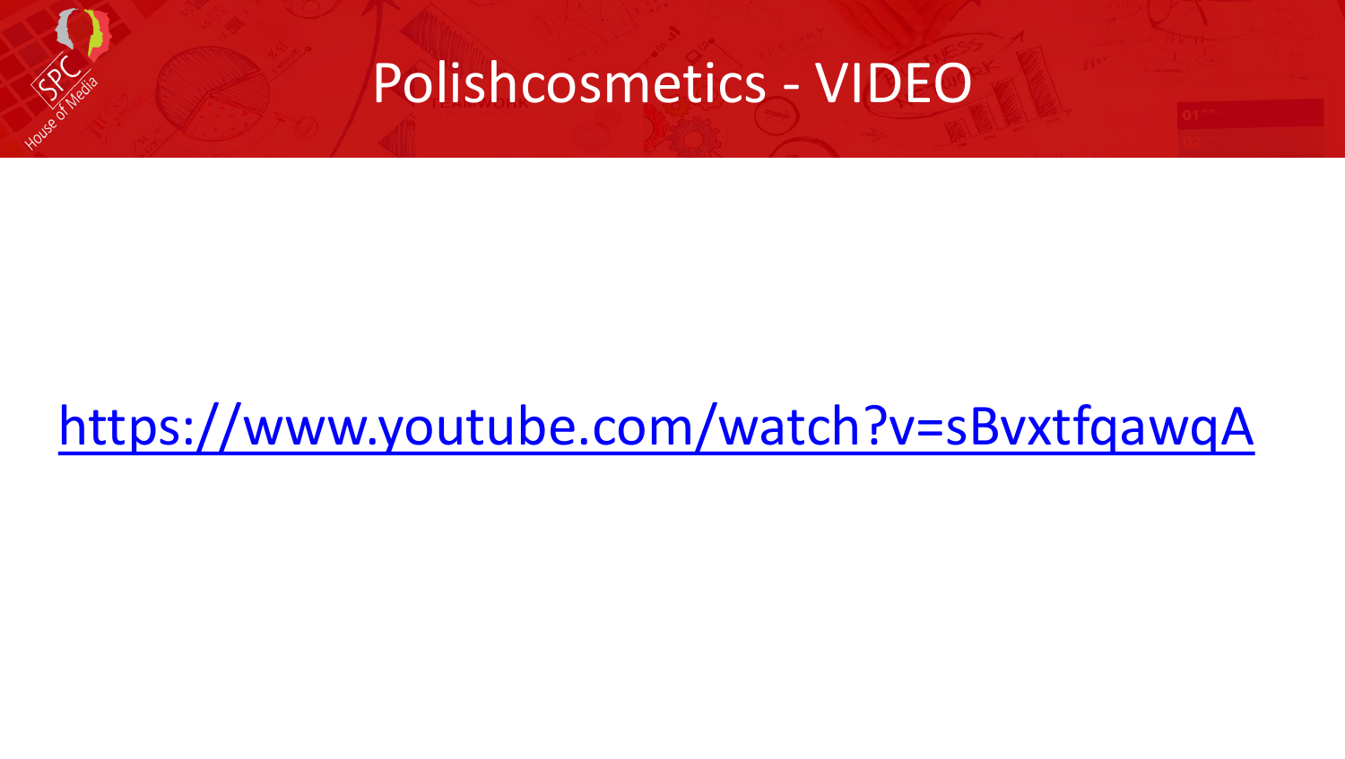# Polishcosmetics - VIDEO

https://www.youtube.com/watch?v=sBvxtfqawqA